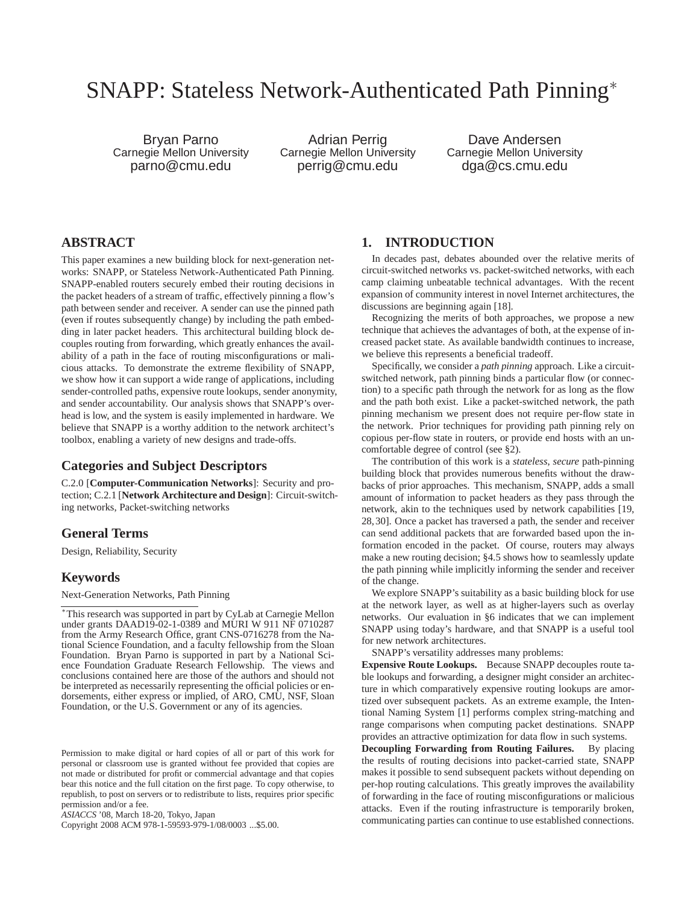# SNAPP: Stateless Network-Authenticated Path Pinning*

Bryan Parno
Carnegie Mellon University
parno@cmu.edu

Adrian Perrig
Carnegie Mellon University
perrig@cmu.edu

Dave Andersen
Carnegie Mellon University
dga@cs.cmu.edu

## ABSTRACT

This paper examines a new building block for next-generation networks: SNAPP, or Stateless Network-Authenticated Path Pinning. SNAPP-enabled routers securely embed their routing decisions in the packet headers of a stream of traffic, effectively pinning a flow's path between sender and receiver. A sender can use the pinned path (even if routes subsequently change) by including the path embedding in later packet headers. This architectural building block decouples routing from forwarding, which greatly enhances the availability of a path in the face of routing misconfigurations or malicious attacks. To demonstrate the extreme flexibility of SNAPP, we show how it can support a wide range of applications, including sender-controlled paths, expensive route lookups, sender anonymity, and sender accountability. Our analysis shows that SNAPP's overhead is low, and the system is easily implemented in hardware. We believe that SNAPP is a worthy addition to the network architect's toolbox, enabling a variety of new designs and trade-offs.

## Categories and Subject Descriptors

C.2.0 [**Computer-Communication Networks**]: Security and protection; C.2.1 [**Network Architecture and Design**]: Circuit-switching networks, Packet-switching networks

## General Terms

Design, Reliability, Security

## Keywords

Next-Generation Networks, Path Pinning

*This research was supported in part by CyLab at Carnegie Mellon under grants DAAD19-02-1-0389 and MURI W 911 NF 0710287 from the Army Research Office, grant CNS-0716278 from the National Science Foundation, and a faculty fellowship from the Sloan Foundation. Bryan Parno is supported in part by a National Science Foundation Graduate Research Fellowship. The views and conclusions contained here are those of the authors and should not be interpreted as necessarily representing the official policies or endorsements, either express or implied, of ARO, CMU, NSF, Sloan Foundation, or the U.S. Government or any of its agencies.

Permission to make digital or hard copies of all or part of this work for personal or classroom use is granted without fee provided that copies are not made or distributed for profit or commercial advantage and that copies bear this notice and the full citation on the first page. To copy otherwise, to republish, to post on servers or to redistribute to lists, requires prior specific permission and/or a fee.
*ASIACCS* '08, March 18-20, Tokyo, Japan
Copyright 2008 ACM 978-1-59593-979-1/08/0003 ...$5.00.

## 1. INTRODUCTION

In decades past, debates abounded over the relative merits of circuit-switched networks vs. packet-switched networks, with each camp claiming unbeatable technical advantages. With the recent expansion of community interest in novel Internet architectures, the discussions are beginning again [18].

Recognizing the merits of both approaches, we propose a new technique that achieves the advantages of both, at the expense of increased packet state. As available bandwidth continues to increase, we believe this represents a beneficial tradeoff.

Specifically, we consider a *path pinning* approach. Like a circuit-switched network, path pinning binds a particular flow (or connection) to a specific path through the network for as long as the flow and the path both exist. Like a packet-switched network, the path pinning mechanism we present does not require per-flow state in the network. Prior techniques for providing path pinning rely on copious per-flow state in routers, or provide end hosts with an uncomfortable degree of control (see §2).

The contribution of this work is a *stateless, secure* path-pinning building block that provides numerous benefits without the drawbacks of prior approaches. This mechanism, SNAPP, adds a small amount of information to packet headers as they pass through the network, akin to the techniques used by network capabilities [19, 28, 30]. Once a packet has traversed a path, the sender and receiver can send additional packets that are forwarded based upon the information encoded in the packet. Of course, routers may always make a new routing decision; §4.5 shows how to seamlessly update the path pinning while implicitly informing the sender and receiver of the change.

We explore SNAPP's suitability as a basic building block for use at the network layer, as well as at higher-layers such as overlay networks. Our evaluation in §6 indicates that we can implement SNAPP using today's hardware, and that SNAPP is a useful tool for new network architectures.

SNAPP's versatility addresses many problems:

**Expensive Route Lookups.** Because SNAPP decouples route table lookups and forwarding, a designer might consider an architecture in which comparatively expensive routing lookups are amortized over subsequent packets. As an extreme example, the Intentional Naming System [1] performs complex string-matching and range comparisons when computing packet destinations. SNAPP provides an attractive optimization for data flow in such systems.

**Decoupling Forwarding from Routing Failures.** By placing the results of routing decisions into packet-carried state, SNAPP makes it possible to send subsequent packets without depending on per-hop routing calculations. This greatly improves the availability of forwarding in the face of routing misconfigurations or malicious attacks. Even if the routing infrastructure is temporarily broken, communicating parties can continue to use established connections.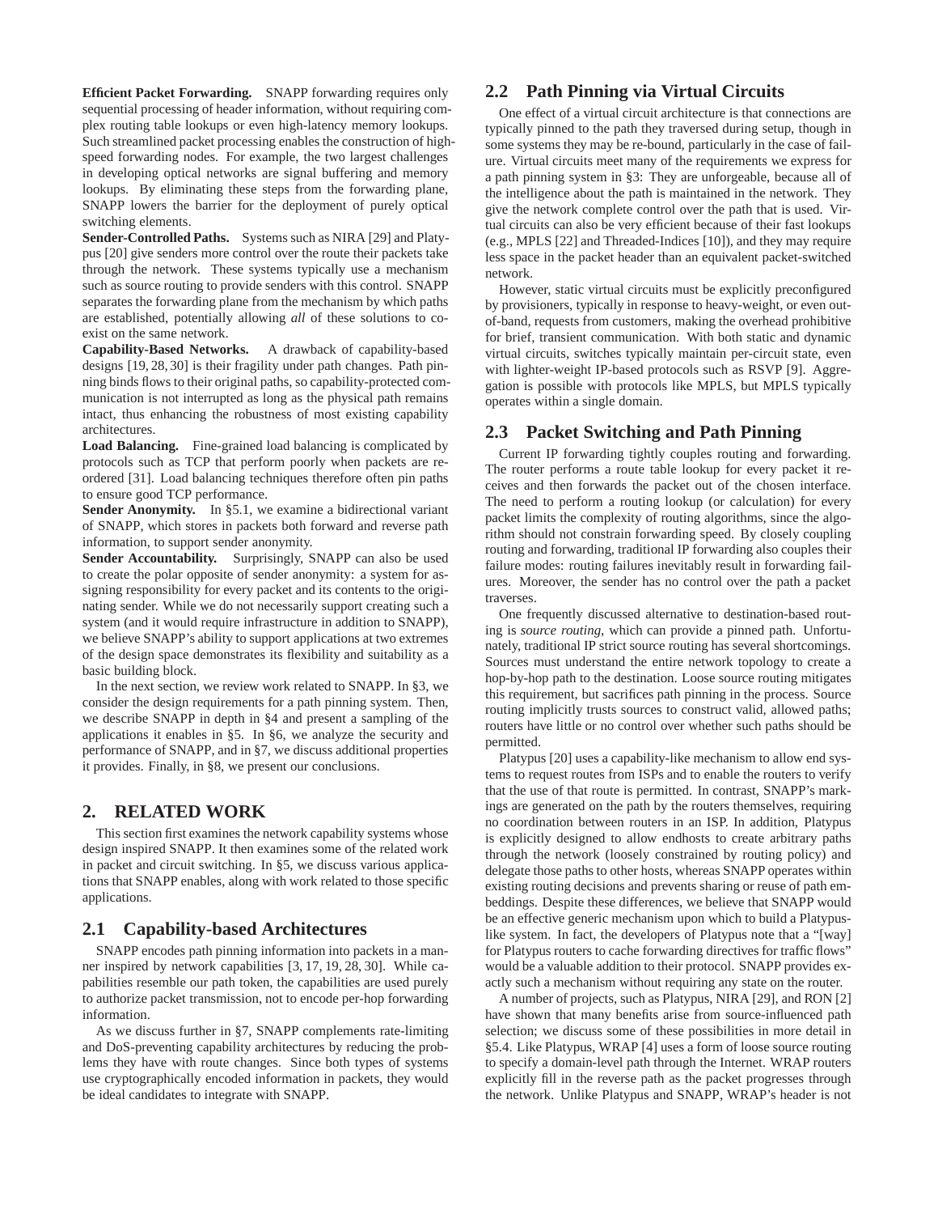**Efficient Packet Forwarding.** SNAPP forwarding requires only sequential processing of header information, without requiring complex routing table lookups or even high-latency memory lookups. Such streamlined packet processing enables the construction of high-speed forwarding nodes. For example, the two largest challenges in developing optical networks are signal buffering and memory lookups. By eliminating these steps from the forwarding plane, SNAPP lowers the barrier for the deployment of purely optical switching elements.

**Sender-Controlled Paths.** Systems such as NIRA [29] and Platypus [20] give senders more control over the route their packets take through the network. These systems typically use a mechanism such as source routing to provide senders with this control. SNAPP separates the forwarding plane from the mechanism by which paths are established, potentially allowing *all* of these solutions to coexist on the same network.

**Capability-Based Networks.** A drawback of capability-based designs [19, 28, 30] is their fragility under path changes. Path pinning binds flows to their original paths, so capability-protected communication is not interrupted as long as the physical path remains intact, thus enhancing the robustness of most existing capability architectures.

**Load Balancing.** Fine-grained load balancing is complicated by protocols such as TCP that perform poorly when packets are reordered [31]. Load balancing techniques therefore often pin paths to ensure good TCP performance.

**Sender Anonymity.** In §5.1, we examine a bidirectional variant of SNAPP, which stores in packets both forward and reverse path information, to support sender anonymity.

**Sender Accountability.** Surprisingly, SNAPP can also be used to create the polar opposite of sender anonymity: a system for assigning responsibility for every packet and its contents to the originating sender. While we do not necessarily support creating such a system (and it would require infrastructure in addition to SNAPP), we believe SNAPP's ability to support applications at two extremes of the design space demonstrates its flexibility and suitability as a basic building block.

In the next section, we review work related to SNAPP. In §3, we consider the design requirements for a path pinning system. Then, we describe SNAPP in depth in §4 and present a sampling of the applications it enables in §5. In §6, we analyze the security and performance of SNAPP, and in §7, we discuss additional properties it provides. Finally, in §8, we present our conclusions.

## 2. RELATED WORK

This section first examines the network capability systems whose design inspired SNAPP. It then examines some of the related work in packet and circuit switching. In §5, we discuss various applications that SNAPP enables, along with work related to those specific applications.

### 2.1 Capability-based Architectures

SNAPP encodes path pinning information into packets in a manner inspired by network capabilities [3, 17, 19, 28, 30]. While capabilities resemble our path token, the capabilities are used purely to authorize packet transmission, not to encode per-hop forwarding information.

As we discuss further in §7, SNAPP complements rate-limiting and DoS-preventing capability architectures by reducing the problems they have with route changes. Since both types of systems use cryptographically encoded information in packets, they would be ideal candidates to integrate with SNAPP.

### 2.2 Path Pinning via Virtual Circuits

One effect of a virtual circuit architecture is that connections are typically pinned to the path they traversed during setup, though in some systems they may be re-bound, particularly in the case of failure. Virtual circuits meet many of the requirements we express for a path pinning system in §3: They are unforgeable, because all of the intelligence about the path is maintained in the network. They give the network complete control over the path that is used. Virtual circuits can also be very efficient because of their fast lookups (e.g., MPLS [22] and Threaded-Indices [10]), and they may require less space in the packet header than an equivalent packet-switched network.

However, static virtual circuits must be explicitly preconfigured by provisioners, typically in response to heavy-weight, or even out-of-band, requests from customers, making the overhead prohibitive for brief, transient communication. With both static and dynamic virtual circuits, switches typically maintain per-circuit state, even with lighter-weight IP-based protocols such as RSVP [9]. Aggregation is possible with protocols like MPLS, but MPLS typically operates within a single domain.

### 2.3 Packet Switching and Path Pinning

Current IP forwarding tightly couples routing and forwarding. The router performs a route table lookup for every packet it receives and then forwards the packet out of the chosen interface. The need to perform a routing lookup (or calculation) for every packet limits the complexity of routing algorithms, since the algorithm should not constrain forwarding speed. By closely coupling routing and forwarding, traditional IP forwarding also couples their failure modes: routing failures inevitably result in forwarding failures. Moreover, the sender has no control over the path a packet traverses.

One frequently discussed alternative to destination-based routing is *source routing*, which can provide a pinned path. Unfortunately, traditional IP strict source routing has several shortcomings. Sources must understand the entire network topology to create a hop-by-hop path to the destination. Loose source routing mitigates this requirement, but sacrifices path pinning in the process. Source routing implicitly trusts sources to construct valid, allowed paths; routers have little or no control over whether such paths should be permitted.

Platypus [20] uses a capability-like mechanism to allow end systems to request routes from ISPs and to enable the routers to verify that the use of that route is permitted. In contrast, SNAPP's markings are generated on the path by the routers themselves, requiring no coordination between routers in an ISP. In addition, Platypus is explicitly designed to allow endhosts to create arbitrary paths through the network (loosely constrained by routing policy) and delegate those paths to other hosts, whereas SNAPP operates within existing routing decisions and prevents sharing or reuse of path embeddings. Despite these differences, we believe that SNAPP would be an effective generic mechanism upon which to build a Platypus-like system. In fact, the developers of Platypus note that a "[way] for Platypus routers to cache forwarding directives for traffic flows" would be a valuable addition to their protocol. SNAPP provides exactly such a mechanism without requiring any state on the router.

A number of projects, such as Platypus, NIRA [29], and RON [2] have shown that many benefits arise from source-influenced path selection; we discuss some of these possibilities in more detail in §5.4. Like Platypus, WRAP [4] uses a form of loose source routing to specify a domain-level path through the Internet. WRAP routers explicitly fill in the reverse path as the packet progresses through the network. Unlike Platypus and SNAPP, WRAP's header is not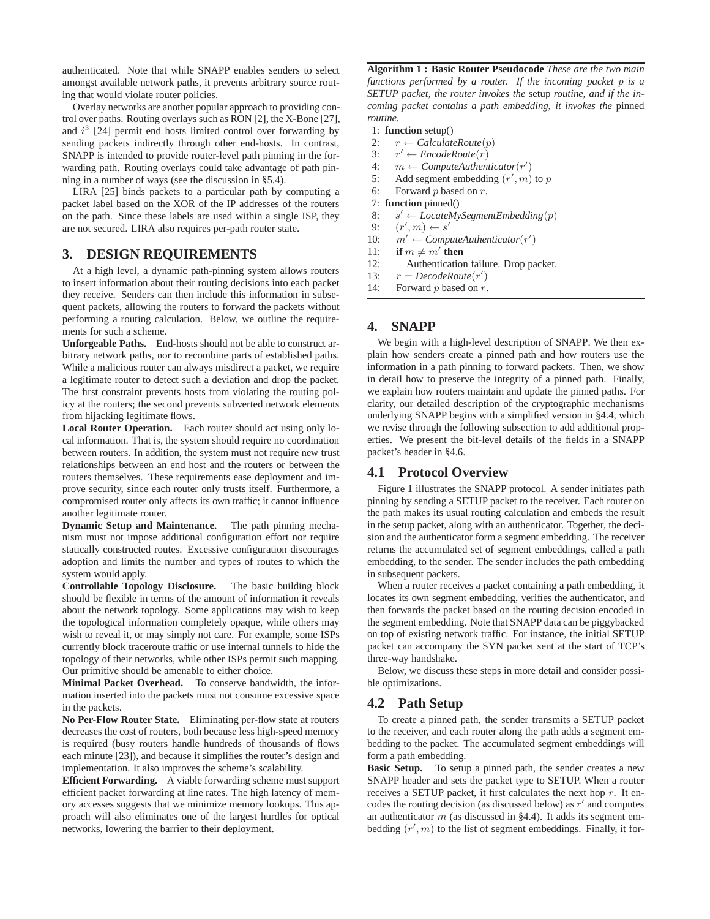authenticated. Note that while SNAPP enables senders to select amongst available network paths, it prevents arbitrary source routing that would violate router policies.

Overlay networks are another popular approach to providing control over paths. Routing overlays such as RON [2], the X-Bone [27], and $i^3$ [24] permit end hosts limited control over forwarding by sending packets indirectly through other end-hosts. In contrast, SNAPP is intended to provide router-level path pinning in the forwarding path. Routing overlays could take advantage of path pinning in a number of ways (see the discussion in §5.4).

LIRA [25] binds packets to a particular path by computing a packet label based on the XOR of the IP addresses of the routers on the path. Since these labels are used within a single ISP, they are not secured. LIRA also requires per-path router state.

## 3. DESIGN REQUIREMENTS

At a high level, a dynamic path-pinning system allows routers to insert information about their routing decisions into each packet they receive. Senders can then include this information in subsequent packets, allowing the routers to forward the packets without performing a routing calculation. Below, we outline the requirements for such a scheme.

**Unforgeable Paths.** End-hosts should not be able to construct arbitrary network paths, nor to recombine parts of established paths. While a malicious router can always misdirect a packet, we require a legitimate router to detect such a deviation and drop the packet. The first constraint prevents hosts from violating the routing policy at the routers; the second prevents subverted network elements from hijacking legitimate flows.

**Local Router Operation.** Each router should act using only local information. That is, the system should require no coordination between routers. In addition, the system must not require new trust relationships between an end host and the routers or between the routers themselves. These requirements ease deployment and improve security, since each router only trusts itself. Furthermore, a compromised router only affects its own traffic; it cannot influence another legitimate router.

**Dynamic Setup and Maintenance.** The path pinning mechanism must not impose additional configuration effort nor require statically constructed routes. Excessive configuration discourages adoption and limits the number and types of routes to which the system would apply.

**Controllable Topology Disclosure.** The basic building block should be flexible in terms of the amount of information it reveals about the network topology. Some applications may wish to keep the topological information completely opaque, while others may wish to reveal it, or may simply not care. For example, some ISPs currently block traceroute traffic or use internal tunnels to hide the topology of their networks, while other ISPs permit such mapping. Our primitive should be amenable to either choice.

**Minimal Packet Overhead.** To conserve bandwidth, the information inserted into the packets must not consume excessive space in the packets.

**No Per-Flow Router State.** Eliminating per-flow state at routers decreases the cost of routers, both because less high-speed memory is required (busy routers handle hundreds of thousands of flows each minute [23]), and because it simplifies the router's design and implementation. It also improves the scheme's scalability.

**Efficient Forwarding.** A viable forwarding scheme must support efficient packet forwarding at line rates. The high latency of memory accesses suggests that we minimize memory lookups. This approach will also eliminates one of the largest hurdles for optical networks, lowering the barrier to their deployment.

**Algorithm 1 : Basic Router Pseudocode** *These are the two main functions performed by a router. If the incoming packet $p$ is a SETUP packet, the router invokes the* setup *routine, and if the incoming packet contains a path embedding, it invokes the* pinned *routine.*

```
1:  function setup()
2:    r ← CalculateRoute(p)
3:    r' ← EncodeRoute(r)
4:    m ← ComputeAuthenticator(r')
5:    Add segment embedding (r', m) to p
6:    Forward p based on r.
7:  function pinned()
8:    s' ← LocateMySegmentEmbedding(p)
9:    (r', m) ← s'
10:   m' ← ComputeAuthenticator(r')
11:   if m ≠ m' then
12:     Authentication failure. Drop packet.
13:   r = DecodeRoute(r')
14:   Forward p based on r.
```

## 4. SNAPP

We begin with a high-level description of SNAPP. We then explain how senders create a pinned path and how routers use the information in a path pinning to forward packets. Then, we show in detail how to preserve the integrity of a pinned path. Finally, we explain how routers maintain and update the pinned paths. For clarity, our detailed description of the cryptographic mechanisms underlying SNAPP begins with a simplified version in §4.4, which we revise through the following subsection to add additional properties. We present the bit-level details of the fields in a SNAPP packet's header in §4.6.

### 4.1 Protocol Overview

Figure 1 illustrates the SNAPP protocol. A sender initiates path pinning by sending a SETUP packet to the receiver. Each router on the path makes its usual routing calculation and embeds the result in the setup packet, along with an authenticator. Together, the decision and the authenticator form a segment embedding. The receiver returns the accumulated set of segment embeddings, called a path embedding, to the sender. The sender includes the path embedding in subsequent packets.

When a router receives a packet containing a path embedding, it locates its own segment embedding, verifies the authenticator, and then forwards the packet based on the routing decision encoded in the segment embedding. Note that SNAPP data can be piggybacked on top of existing network traffic. For instance, the initial SETUP packet can accompany the SYN packet sent at the start of TCP's three-way handshake.

Below, we discuss these steps in more detail and consider possible optimizations.

### 4.2 Path Setup

To create a pinned path, the sender transmits a SETUP packet to the receiver, and each router along the path adds a segment embedding to the packet. The accumulated segment embeddings will form a path embedding.

**Basic Setup.** To setup a pinned path, the sender creates a new SNAPP header and sets the packet type to SETUP. When a router receives a SETUP packet, it first calculates the next hop $r$. It encodes the routing decision (as discussed below) as $r'$ and computes an authenticator $m$ (as discussed in §4.4). It adds its segment embedding $(r', m)$ to the list of segment embeddings. Finally, it for-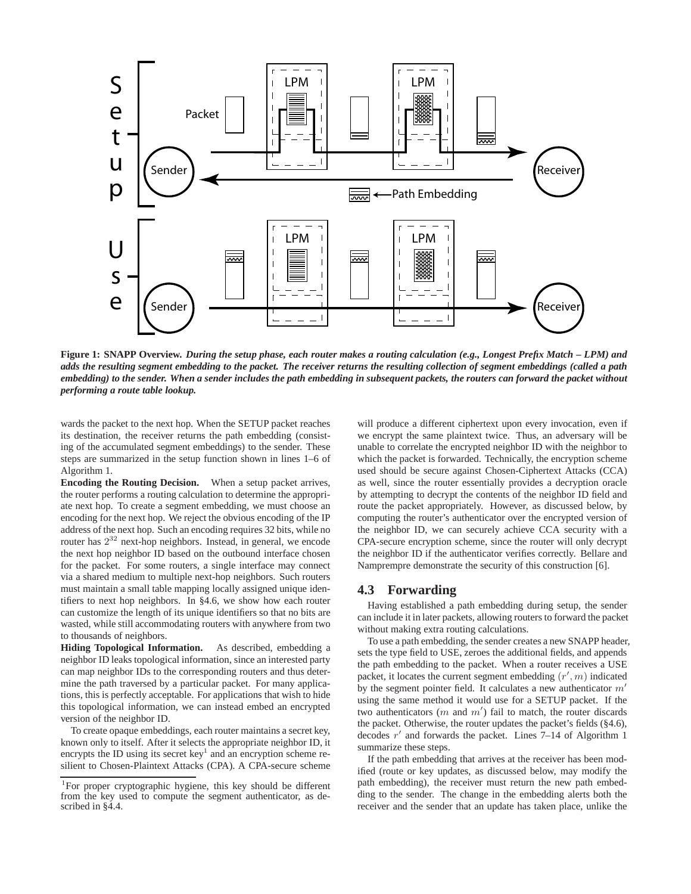Setup

Packet

LPM

LPM

Sender

Receiver

Path Embedding

Use

LPM

LPM

Sender

Receiver

**Figure 1: SNAPP Overview.** ***During the setup phase, each router makes a routing calculation (e.g., Longest Prefix Match – LPM) and adds the resulting segment embedding to the packet. The receiver returns the resulting collection of segment embeddings (called a path embedding) to the sender. When a sender includes the path embedding in subsequent packets, the routers can forward the packet without performing a route table lookup.***

wards the packet to the next hop. When the SETUP packet reaches its destination, the receiver returns the path embedding (consisting of the accumulated segment embeddings) to the sender. These steps are summarized in the setup function shown in lines 1–6 of Algorithm 1.

**Encoding the Routing Decision.** When a setup packet arrives, the router performs a routing calculation to determine the appropriate next hop. To create a segment embedding, we must choose an encoding for the next hop. We reject the obvious encoding of the IP address of the next hop. Such an encoding requires 32 bits, while no router has $2^{32}$ next-hop neighbors. Instead, in general, we encode the next hop neighbor ID based on the outbound interface chosen for the packet. For some routers, a single interface may connect via a shared medium to multiple next-hop neighbors. Such routers must maintain a small table mapping locally assigned unique identifiers to next hop neighbors. In §4.6, we show how each router can customize the length of its unique identifiers so that no bits are wasted, while still accommodating routers with anywhere from two to thousands of neighbors.

**Hiding Topological Information.** As described, embedding a neighbor ID leaks topological information, since an interested party can map neighbor IDs to the corresponding routers and thus determine the path traversed by a particular packet. For many applications, this is perfectly acceptable. For applications that wish to hide this topological information, we can instead embed an encrypted version of the neighbor ID.

To create opaque embeddings, each router maintains a secret key, known only to itself. After it selects the appropriate neighbor ID, it encrypts the ID using its secret key[1] and an encryption scheme resilient to Chosen-Plaintext Attacks (CPA). A CPA-secure scheme will produce a different ciphertext upon every invocation, even if we encrypt the same plaintext twice. Thus, an adversary will be unable to correlate the encrypted neighbor ID with the neighbor to which the packet is forwarded. Technically, the encryption scheme used should be secure against Chosen-Ciphertext Attacks (CCA) as well, since the router essentially provides a decryption oracle by attempting to decrypt the contents of the neighbor ID field and route the packet appropriately. However, as discussed below, by computing the router's authenticator over the encrypted version of the neighbor ID, we can securely achieve CCA security with a CPA-secure encryption scheme, since the router will only decrypt the neighbor ID if the authenticator verifies correctly. Bellare and Namprempre demonstrate the security of this construction [6].

## 4.3 Forwarding

Having established a path embedding during setup, the sender can include it in later packets, allowing routers to forward the packet without making extra routing calculations.

To use a path embedding, the sender creates a new SNAPP header, sets the type field to USE, zeroes the additional fields, and appends the path embedding to the packet. When a router receives a USE packet, it locates the current segment embedding $(r', m)$ indicated by the segment pointer field. It calculates a new authenticator $m'$ using the same method it would use for a SETUP packet. If the two authenticators ($m$ and $m'$) fail to match, the router discards the packet. Otherwise, the router updates the packet's fields (§4.6), decodes $r'$ and forwards the packet. Lines 7–14 of Algorithm 1 summarize these steps.

If the path embedding that arrives at the receiver has been modified (route or key updates, as discussed below, may modify the path embedding), the receiver must return the new path embedding to the sender. The change in the embedding alerts both the receiver and the sender that an update has taken place, unlike the

[1] For proper cryptographic hygiene, this key should be different from the key used to compute the segment authenticator, as described in §4.4.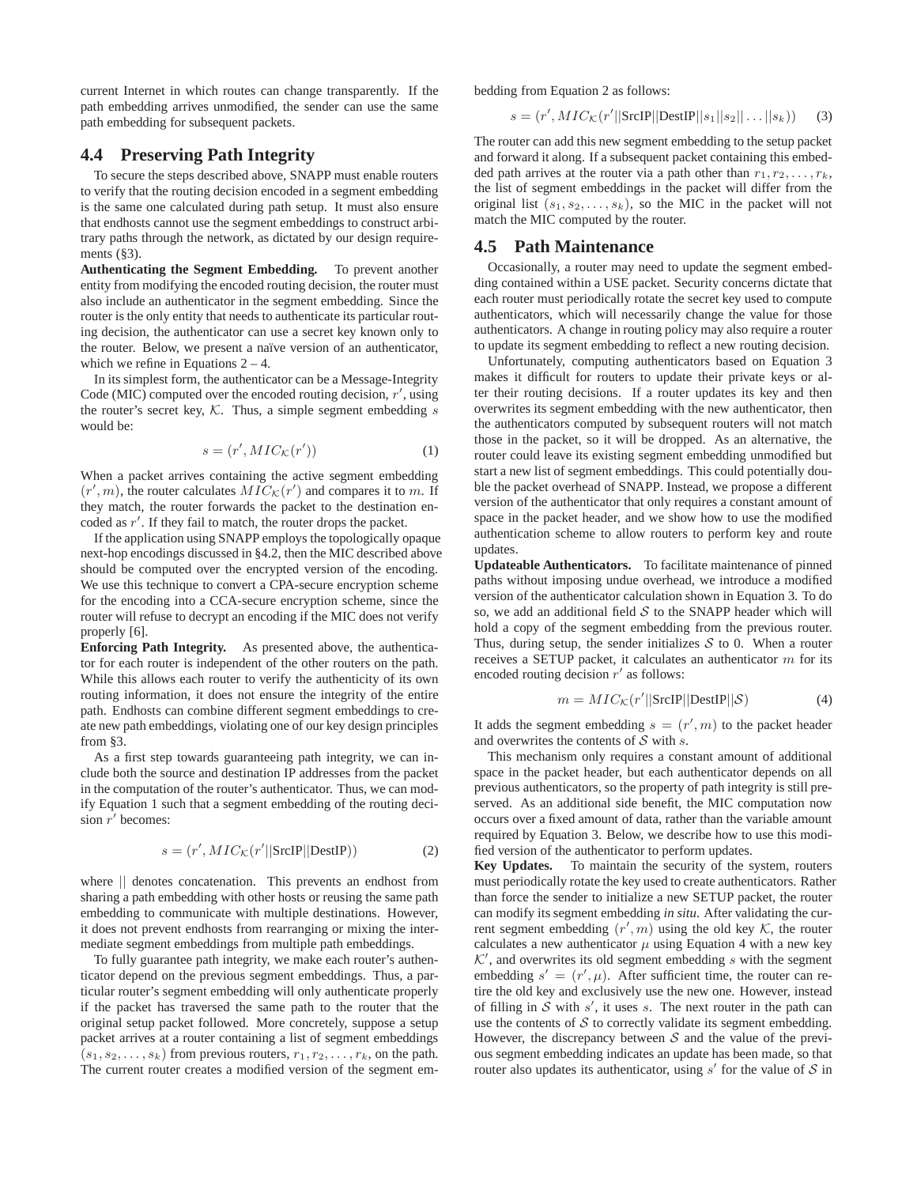current Internet in which routes can change transparently. If the path embedding arrives unmodified, the sender can use the same path embedding for subsequent packets.

## 4.4 Preserving Path Integrity

To secure the steps described above, SNAPP must enable routers to verify that the routing decision encoded in a segment embedding is the same one calculated during path setup. It must also ensure that endhosts cannot use the segment embeddings to construct arbitrary paths through the network, as dictated by our design requirements (§3).

**Authenticating the Segment Embedding.** To prevent another entity from modifying the encoded routing decision, the router must also include an authenticator in the segment embedding. Since the router is the only entity that needs to authenticate its particular routing decision, the authenticator can use a secret key known only to the router. Below, we present a naïve version of an authenticator, which we refine in Equations 2 – 4.

In its simplest form, the authenticator can be a Message-Integrity Code (MIC) computed over the encoded routing decision, $r'$, using the router's secret key, $\mathcal{K}$. Thus, a simple segment embedding $s$ would be:

$$s = (r', MIC_{\mathcal{K}}(r')) \tag{1}$$

When a packet arrives containing the active segment embedding $(r', m)$, the router calculates $MIC_{\mathcal{K}}(r')$ and compares it to $m$. If they match, the router forwards the packet to the destination encoded as $r'$. If they fail to match, the router drops the packet.

If the application using SNAPP employs the topologically opaque next-hop encodings discussed in §4.2, then the MIC described above should be computed over the encrypted version of the encoding. We use this technique to convert a CPA-secure encryption scheme for the encoding into a CCA-secure encryption scheme, since the router will refuse to decrypt an encoding if the MIC does not verify properly [6].

**Enforcing Path Integrity.** As presented above, the authenticator for each router is independent of the other routers on the path. While this allows each router to verify the authenticity of its own routing information, it does not ensure the integrity of the entire path. Endhosts can combine different segment embeddings to create new path embeddings, violating one of our key design principles from §3.

As a first step towards guaranteeing path integrity, we can include both the source and destination IP addresses from the packet in the computation of the router's authenticator. Thus, we can modify Equation 1 such that a segment embedding of the routing decision $r'$ becomes:

$$s = (r', MIC_{\mathcal{K}}(r' || \text{SrcIP} || \text{DestIP})) \tag{2}$$

where $||$ denotes concatenation. This prevents an endhost from sharing a path embedding with other hosts or reusing the same path embedding to communicate with multiple destinations. However, it does not prevent endhosts from rearranging or mixing the intermediate segment embeddings from multiple path embeddings.

To fully guarantee path integrity, we make each router's authenticator depend on the previous segment embeddings. Thus, a particular router's segment embedding will only authenticate properly if the packet has traversed the same path to the router that the original setup packet followed. More concretely, suppose a setup packet arrives at a router containing a list of segment embeddings $(s_1, s_2, \ldots, s_k)$ from previous routers, $r_1, r_2, \ldots, r_k$, on the path. The current router creates a modified version of the segment embedding from Equation 2 as follows:

$$s = (r', MIC_{\mathcal{K}}(r' || \text{SrcIP} || \text{DestIP} || s_1 || s_2 || \ldots || s_k)) \tag{3}$$

The router can add this new segment embedding to the setup packet and forward it along. If a subsequent packet containing this embedded path arrives at the router via a path other than $r_1, r_2, \ldots, r_k$, the list of segment embeddings in the packet will differ from the original list $(s_1, s_2, \ldots, s_k)$, so the MIC in the packet will not match the MIC computed by the router.

## 4.5 Path Maintenance

Occasionally, a router may need to update the segment embedding contained within a USE packet. Security concerns dictate that each router must periodically rotate the secret key used to compute authenticators, which will necessarily change the value for those authenticators. A change in routing policy may also require a router to update its segment embedding to reflect a new routing decision.

Unfortunately, computing authenticators based on Equation 3 makes it difficult for routers to update their private keys or alter their routing decisions. If a router updates its key and then overwrites its segment embedding with the new authenticator, then the authenticators computed by subsequent routers will not match those in the packet, so it will be dropped. As an alternative, the router could leave its existing segment embedding unmodified but start a new list of segment embeddings. This could potentially double the packet overhead of SNAPP. Instead, we propose a different version of the authenticator that only requires a constant amount of space in the packet header, and we show how to use the modified authentication scheme to allow routers to perform key and route updates.

**Updateable Authenticators.** To facilitate maintenance of pinned paths without imposing undue overhead, we introduce a modified version of the authenticator calculation shown in Equation 3. To do so, we add an additional field $\mathcal{S}$ to the SNAPP header which will hold a copy of the segment embedding from the previous router. Thus, during setup, the sender initializes $\mathcal{S}$ to 0. When a router receives a SETUP packet, it calculates an authenticator $m$ for its encoded routing decision $r'$ as follows:

$$m = MIC_{\mathcal{K}}(r' || \text{SrcIP} || \text{DestIP} || \mathcal{S}) \tag{4}$$

It adds the segment embedding $s = (r', m)$ to the packet header and overwrites the contents of $\mathcal{S}$ with $s$.

This mechanism only requires a constant amount of additional space in the packet header, but each authenticator depends on all previous authenticators, so the property of path integrity is still preserved. As an additional side benefit, the MIC computation now occurs over a fixed amount of data, rather than the variable amount required by Equation 3. Below, we describe how to use this modified version of the authenticator to perform updates.

**Key Updates.** To maintain the security of the system, routers must periodically rotate the key used to create authenticators. Rather than force the sender to initialize a new SETUP packet, the router can modify its segment embedding *in situ*. After validating the current segment embedding $(r', m)$ using the old key $\mathcal{K}$, the router calculates a new authenticator $\mu$ using Equation 4 with a new key $\mathcal{K}'$, and overwrites its old segment embedding $s$ with the segment embedding $s' = (r', \mu)$. After sufficient time, the router can retire the old key and exclusively use the new one. However, instead of filling in $\mathcal{S}$ with $s'$, it uses $s$. The next router in the path can use the contents of $\mathcal{S}$ to correctly validate its segment embedding. However, the discrepancy between $\mathcal{S}$ and the value of the previous segment embedding indicates an update has been made, so that router also updates its authenticator, using $s'$ for the value of $\mathcal{S}$ in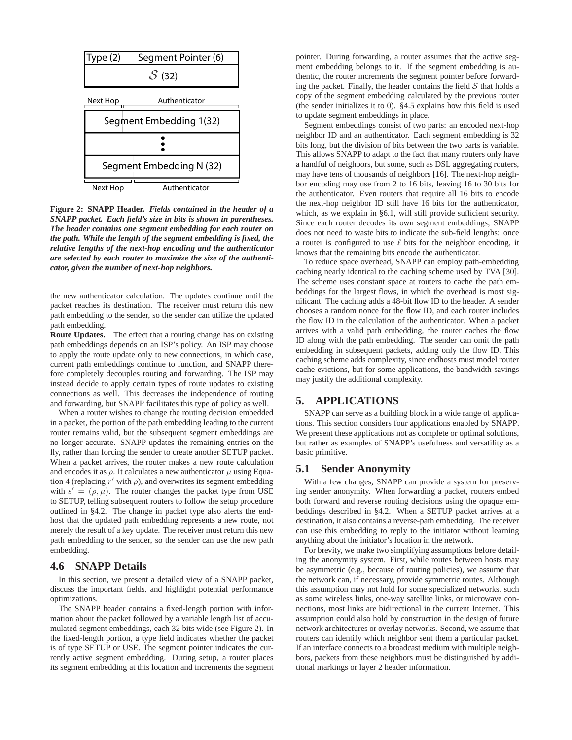Type (2) | Segment Pointer (6)

$\mathcal{S}$ (32)

Next Hop | Authenticator

Segment Embedding 1(32)

⋮

Segment Embedding N (32)

Next Hop | Authenticator

**Figure 2: SNAPP Header.** ***Fields contained in the header of a SNAPP packet. Each field's size in bits is shown in parentheses. The header contains one segment embedding for each router on the path. While the length of the segment embedding is fixed, the relative lengths of the next-hop encoding and the authenticator are selected by each router to maximize the size of the authenticator, given the number of next-hop neighbors.***

the new authenticator calculation. The updates continue until the packet reaches its destination. The receiver must return this new path embedding to the sender, so the sender can utilize the updated path embedding.

**Route Updates.** The effect that a routing change has on existing path embeddings depends on an ISP's policy. An ISP may choose to apply the route update only to new connections, in which case, current path embeddings continue to function, and SNAPP therefore completely decouples routing and forwarding. The ISP may instead decide to apply certain types of route updates to existing connections as well. This decreases the independence of routing and forwarding, but SNAPP facilitates this type of policy as well.

When a router wishes to change the routing decision embedded in a packet, the portion of the path embedding leading to the current router remains valid, but the subsequent segment embeddings are no longer accurate. SNAPP updates the remaining entries on the fly, rather than forcing the sender to create another SETUP packet. When a packet arrives, the router makes a new route calculation and encodes it as $\rho$. It calculates a new authenticator $\mu$ using Equation 4 (replacing $r'$ with $\rho$), and overwrites its segment embedding with $s' = (\rho, \mu)$. The router changes the packet type from USE to SETUP, telling subsequent routers to follow the setup procedure outlined in §4.2. The change in packet type also alerts the endhost that the updated path embedding represents a new route, not merely the result of a key update. The receiver must return this new path embedding to the sender, so the sender can use the new path embedding.

## 4.6 SNAPP Details

In this section, we present a detailed view of a SNAPP packet, discuss the important fields, and highlight potential performance optimizations.

The SNAPP header contains a fixed-length portion with information about the packet followed by a variable length list of accumulated segment embeddings, each 32 bits wide (see Figure 2). In the fixed-length portion, a type field indicates whether the packet is of type SETUP or USE. The segment pointer indicates the currently active segment embedding. During setup, a router places its segment embedding at this location and increments the segment pointer. During forwarding, a router assumes that the active segment embedding belongs to it. If the segment embedding is authentic, the router increments the segment pointer before forwarding the packet. Finally, the header contains the field $\mathcal{S}$ that holds a copy of the segment embedding calculated by the previous router (the sender initializes it to 0). §4.5 explains how this field is used to update segment embeddings in place.

Segment embeddings consist of two parts: an encoded next-hop neighbor ID and an authenticator. Each segment embedding is 32 bits long, but the division of bits between the two parts is variable. This allows SNAPP to adapt to the fact that many routers only have a handful of neighbors, but some, such as DSL aggregating routers, may have tens of thousands of neighbors [16]. The next-hop neighbor encoding may use from 2 to 16 bits, leaving 16 to 30 bits for the authenticator. Even routers that require all 16 bits to encode the next-hop neighbor ID still have 16 bits for the authenticator, which, as we explain in §6.1, will still provide sufficient security. Since each router decodes its own segment embeddings, SNAPP does not need to waste bits to indicate the sub-field lengths: once a router is configured to use $\ell$ bits for the neighbor encoding, it knows that the remaining bits encode the authenticator.

To reduce space overhead, SNAPP can employ path-embedding caching nearly identical to the caching scheme used by TVA [30]. The scheme uses constant space at routers to cache the path embeddings for the largest flows, in which the overhead is most significant. The caching adds a 48-bit flow ID to the header. A sender chooses a random nonce for the flow ID, and each router includes the flow ID in the calculation of the authenticator. When a packet arrives with a valid path embedding, the router caches the flow ID along with the path embedding. The sender can omit the path embedding in subsequent packets, adding only the flow ID. This caching scheme adds complexity, since endhosts must model router cache evictions, but for some applications, the bandwidth savings may justify the additional complexity.

# 5. APPLICATIONS

SNAPP can serve as a building block in a wide range of applications. This section considers four applications enabled by SNAPP. We present these applications not as complete or optimal solutions, but rather as examples of SNAPP's usefulness and versatility as a basic primitive.

## 5.1 Sender Anonymity

With a few changes, SNAPP can provide a system for preserving sender anonymity. When forwarding a packet, routers embed both forward and reverse routing decisions using the opaque embeddings described in §4.2. When a SETUP packet arrives at a destination, it also contains a reverse-path embedding. The receiver can use this embedding to reply to the initiator without learning anything about the initiator's location in the network.

For brevity, we make two simplifying assumptions before detailing the anonymity system. First, while routes between hosts may be asymmetric (e.g., because of routing policies), we assume that the network can, if necessary, provide symmetric routes. Although this assumption may not hold for some specialized networks, such as some wireless links, one-way satellite links, or microwave connections, most links are bidirectional in the current Internet. This assumption could also hold by construction in the design of future network architectures or overlay networks. Second, we assume that routers can identify which neighbor sent them a particular packet. If an interface connects to a broadcast medium with multiple neighbors, packets from these neighbors must be distinguished by additional markings or layer 2 header information.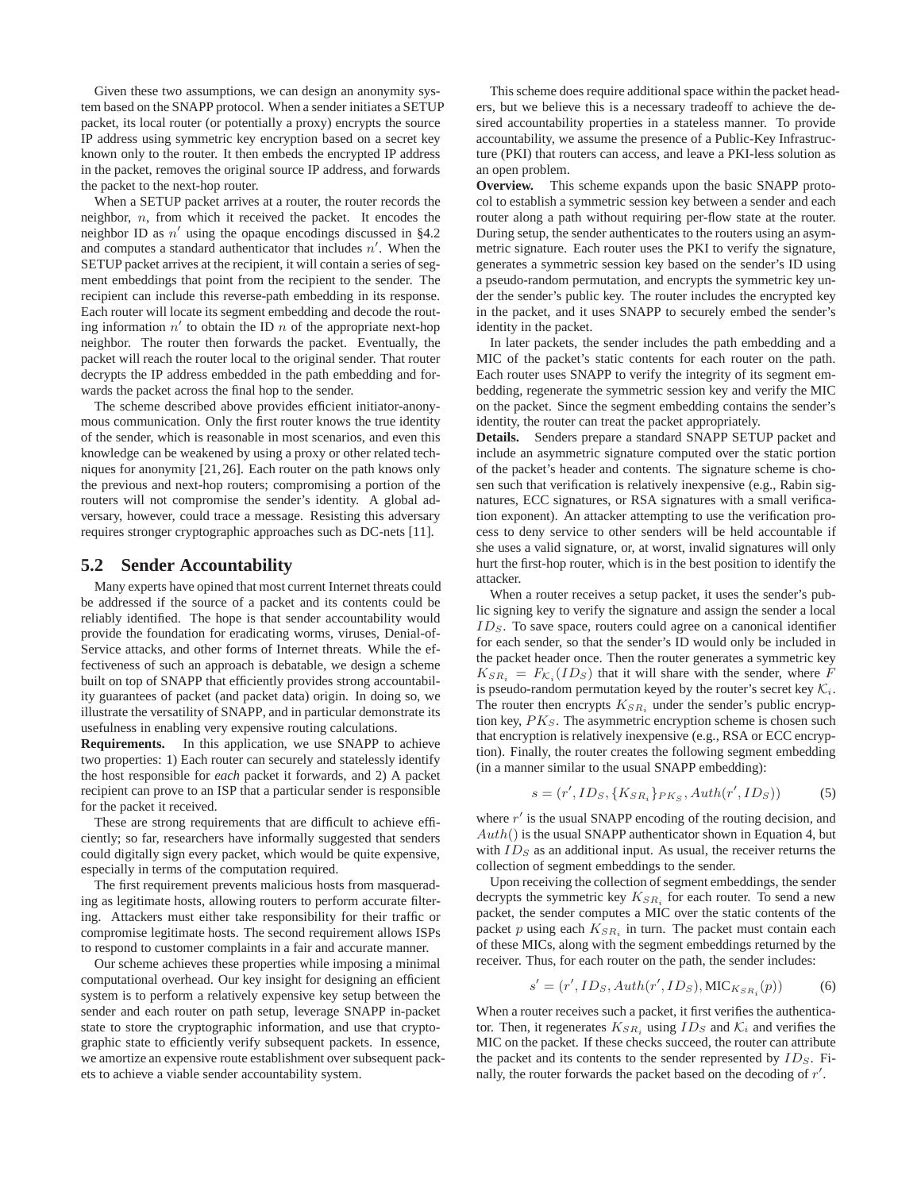Given these two assumptions, we can design an anonymity system based on the SNAPP protocol. When a sender initiates a SETUP packet, its local router (or potentially a proxy) encrypts the source IP address using symmetric key encryption based on a secret key known only to the router. It then embeds the encrypted IP address in the packet, removes the original source IP address, and forwards the packet to the next-hop router.

When a SETUP packet arrives at a router, the router records the neighbor, $n$, from which it received the packet. It encodes the neighbor ID as $n'$ using the opaque encodings discussed in §4.2 and computes a standard authenticator that includes $n'$. When the SETUP packet arrives at the recipient, it will contain a series of segment embeddings that point from the recipient to the sender. The recipient can include this reverse-path embedding in its response. Each router will locate its segment embedding and decode the routing information $n'$ to obtain the ID $n$ of the appropriate next-hop neighbor. The router then forwards the packet. Eventually, the packet will reach the router local to the original sender. That router decrypts the IP address embedded in the path embedding and forwards the packet across the final hop to the sender.

The scheme described above provides efficient initiator-anonymous communication. Only the first router knows the true identity of the sender, which is reasonable in most scenarios, and even this knowledge can be weakened by using a proxy or other related techniques for anonymity [21, 26]. Each router on the path knows only the previous and next-hop routers; compromising a portion of the routers will not compromise the sender's identity. A global adversary, however, could trace a message. Resisting this adversary requires stronger cryptographic approaches such as DC-nets [11].

## 5.2 Sender Accountability

Many experts have opined that most current Internet threats could be addressed if the source of a packet and its contents could be reliably identified. The hope is that sender accountability would provide the foundation for eradicating worms, viruses, Denial-of-Service attacks, and other forms of Internet threats. While the effectiveness of such an approach is debatable, we design a scheme built on top of SNAPP that efficiently provides strong accountability guarantees of packet (and packet data) origin. In doing so, we illustrate the versatility of SNAPP, and in particular demonstrate its usefulness in enabling very expensive routing calculations.

**Requirements.** In this application, we use SNAPP to achieve two properties: 1) Each router can securely and statelessly identify the host responsible for *each* packet it forwards, and 2) A packet recipient can prove to an ISP that a particular sender is responsible for the packet it received.

These are strong requirements that are difficult to achieve efficiently; so far, researchers have informally suggested that senders could digitally sign every packet, which would be quite expensive, especially in terms of the computation required.

The first requirement prevents malicious hosts from masquerading as legitimate hosts, allowing routers to perform accurate filtering. Attackers must either take responsibility for their traffic or compromise legitimate hosts. The second requirement allows ISPs to respond to customer complaints in a fair and accurate manner.

Our scheme achieves these properties while imposing a minimal computational overhead. Our key insight for designing an efficient system is to perform a relatively expensive key setup between the sender and each router on path setup, leverage SNAPP in-packet state to store the cryptographic information, and use that cryptographic state to efficiently verify subsequent packets. In essence, we amortize an expensive route establishment over subsequent packets to achieve a viable sender accountability system.

This scheme does require additional space within the packet headers, but we believe this is a necessary tradeoff to achieve the desired accountability properties in a stateless manner. To provide accountability, we assume the presence of a Public-Key Infrastructure (PKI) that routers can access, and leave a PKI-less solution as an open problem.

**Overview.** This scheme expands upon the basic SNAPP protocol to establish a symmetric session key between a sender and each router along a path without requiring per-flow state at the router. During setup, the sender authenticates to the routers using an asymmetric signature. Each router uses the PKI to verify the signature, generates a symmetric session key based on the sender's ID using a pseudo-random permutation, and encrypts the symmetric key under the sender's public key. The router includes the encrypted key in the packet, and it uses SNAPP to securely embed the sender's identity in the packet.

In later packets, the sender includes the path embedding and a MIC of the packet's static contents for each router on the path. Each router uses SNAPP to verify the integrity of its segment embedding, regenerate the symmetric session key and verify the MIC on the packet. Since the segment embedding contains the sender's identity, the router can treat the packet appropriately.

**Details.** Senders prepare a standard SNAPP SETUP packet and include an asymmetric signature computed over the static portion of the packet's header and contents. The signature scheme is chosen such that verification is relatively inexpensive (e.g., Rabin signatures, ECC signatures, or RSA signatures with a small verification exponent). An attacker attempting to use the verification process to deny service to other senders will be held accountable if she uses a valid signature, or, at worst, invalid signatures will only hurt the first-hop router, which is in the best position to identify the attacker.

When a router receives a setup packet, it uses the sender's public signing key to verify the signature and assign the sender a local $ID_S$. To save space, routers could agree on a canonical identifier for each sender, so that the sender's ID would only be included in the packet header once. Then the router generates a symmetric key $K_{SR_i} = F_{\mathcal{K}_i}(ID_S)$ that it will share with the sender, where $F$ is pseudo-random permutation keyed by the router's secret key $\mathcal{K}_i$. The router then encrypts $K_{SR_i}$ under the sender's public encryption key, $PK_S$. The asymmetric encryption scheme is chosen such that encryption is relatively inexpensive (e.g., RSA or ECC encryption). Finally, the router creates the following segment embedding (in a manner similar to the usual SNAPP embedding):

$$s = (r', ID_S, \{K_{SR_i}\}_{PK_S}, Auth(r', ID_S)) \tag{5}$$

where $r'$ is the usual SNAPP encoding of the routing decision, and $Auth()$ is the usual SNAPP authenticator shown in Equation 4, but with $ID_S$ as an additional input. As usual, the receiver returns the collection of segment embeddings to the sender.

Upon receiving the collection of segment embeddings, the sender decrypts the symmetric key $K_{SR_i}$ for each router. To send a new packet, the sender computes a MIC over the static contents of the packet $p$ using each $K_{SR_i}$ in turn. The packet must contain each of these MICs, along with the segment embeddings returned by the receiver. Thus, for each router on the path, the sender includes:

$$s' = (r', ID_S, Auth(r', ID_S), \text{MIC}_{K_{SR_i}}(p)) \tag{6}$$

When a router receives such a packet, it first verifies the authenticator. Then, it regenerates $K_{SR_i}$ using $ID_S$ and $\mathcal{K}_i$ and verifies the MIC on the packet. If these checks succeed, the router can attribute the packet and its contents to the sender represented by $ID_S$. Finally, the router forwards the packet based on the decoding of $r'$.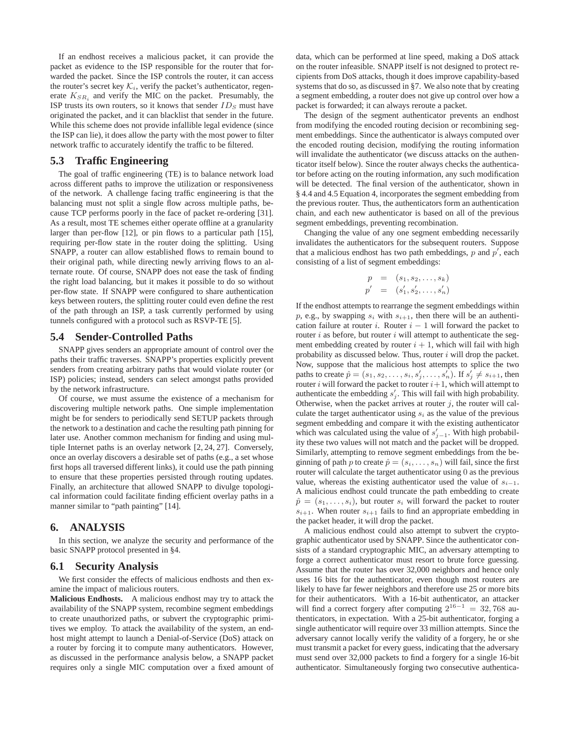If an endhost receives a malicious packet, it can provide the packet as evidence to the ISP responsible for the router that forwarded the packet. Since the ISP controls the router, it can access the router's secret key $\mathcal{K}_i$, verify the packet's authenticator, regenerate $K_{SR_i}$ and verify the MIC on the packet. Presumably, the ISP trusts its own routers, so it knows that sender $ID_S$ must have originated the packet, and it can blacklist that sender in the future. While this scheme does not provide infallible legal evidence (since the ISP can lie), it does allow the party with the most power to filter network traffic to accurately identify the traffic to be filtered.

## 5.3 Traffic Engineering

The goal of traffic engineering (TE) is to balance network load across different paths to improve the utilization or responsiveness of the network. A challenge facing traffic engineering is that the balancing must not split a single flow across multiple paths, because TCP performs poorly in the face of packet re-ordering [31]. As a result, most TE schemes either operate offline at a granularity larger than per-flow [12], or pin flows to a particular path [15], requiring per-flow state in the router doing the splitting. Using SNAPP, a router can allow established flows to remain bound to their original path, while directing newly arriving flows to an alternate route. Of course, SNAPP does not ease the task of finding the right load balancing, but it makes it possible to do so without per-flow state. If SNAPP were configured to share authentication keys between routers, the splitting router could even define the rest of the path through an ISP, a task currently performed by using tunnels configured with a protocol such as RSVP-TE [5].

## 5.4 Sender-Controlled Paths

SNAPP gives senders an appropriate amount of control over the paths their traffic traverses. SNAPP's properties explicitly prevent senders from creating arbitrary paths that would violate router (or ISP) policies; instead, senders can select amongst paths provided by the network infrastructure.

Of course, we must assume the existence of a mechanism for discovering multiple network paths. One simple implementation might be for senders to periodically send SETUP packets through the network to a destination and cache the resulting path pinning for later use. Another common mechanism for finding and using multiple Internet paths is an overlay network [2, 24, 27]. Conversely, once an overlay discovers a desirable set of paths (e.g., a set whose first hops all traversed different links), it could use the path pinning to ensure that these properties persisted through routing updates. Finally, an architecture that allowed SNAPP to divulge topological information could facilitate finding efficient overlay paths in a manner similar to "path painting" [14].

# 6. ANALYSIS

In this section, we analyze the security and performance of the basic SNAPP protocol presented in §4.

## 6.1 Security Analysis

We first consider the effects of malicious endhosts and then examine the impact of malicious routers.

**Malicious Endhosts.** A malicious endhost may try to attack the availability of the SNAPP system, recombine segment embeddings to create unauthorized paths, or subvert the cryptographic primitives we employ. To attack the availability of the system, an endhost might attempt to launch a Denial-of-Service (DoS) attack on a router by forcing it to compute many authenticators. However, as discussed in the performance analysis below, a SNAPP packet requires only a single MIC computation over a fixed amount of data, which can be performed at line speed, making a DoS attack on the router infeasible. SNAPP itself is not designed to protect recipients from DoS attacks, though it does improve capability-based systems that do so, as discussed in §7. We also note that by creating a segment embedding, a router does not give up control over how a packet is forwarded; it can always reroute a packet.

The design of the segment authenticator prevents an endhost from modifying the encoded routing decision or recombining segment embeddings. Since the authenticator is always computed over the encoded routing decision, modifying the routing information will invalidate the authenticator (we discuss attacks on the authenticator itself below). Since the router always checks the authenticator before acting on the routing information, any such modification will be detected. The final version of the authenticator, shown in § 4.4 and 4.5 Equation 4, incorporates the segment embedding from the previous router. Thus, the authenticators form an authentication chain, and each new authenticator is based on all of the previous segment embeddings, preventing recombination.

Changing the value of any one segment embedding necessarily invalidates the authenticators for the subsequent routers. Suppose that a malicious endhost has two path embeddings, $p$ and $p'$, each consisting of a list of segment embeddings:

$$\begin{aligned} p &= (s_1, s_2, \ldots, s_k) \\ p' &= (s'_1, s'_2, \ldots, s'_n) \end{aligned}$$

If the endhost attempts to rearrange the segment embeddings within $p$, e.g., by swapping $s_i$ with $s_{i+1}$, then there will be an authentication failure at router $i$. Router $i-1$ will forward the packet to router $i$ as before, but router $i$ will attempt to authenticate the segment embedding created by router $i+1$, which will fail with high probability as discussed below. Thus, router $i$ will drop the packet. Now, suppose that the malicious host attempts to splice the two paths to create $\hat{p} = (s_1, s_2, \ldots, s_i, s'_j, \ldots, s'_n)$. If $s'_j \neq s_{i+1}$, then router $i$ will forward the packet to router $i+1$, which will attempt to authenticate the embedding $s'_j$. This will fail with high probability. Otherwise, when the packet arrives at router $j$, the router will calculate the target authenticator using $s_i$ as the value of the previous segment embedding and compare it with the existing authenticator which was calculated using the value of $s'_{j-1}$. With high probability these two values will not match and the packet will be dropped. Similarly, attempting to remove segment embeddings from the beginning of path $p$ to create $\hat{p} = (s_i, \ldots, s_n)$ will fail, since the first router will calculate the target authenticator using 0 as the previous value, whereas the existing authenticator used the value of $s_{i-1}$. A malicious endhost could truncate the path embedding to create $\hat{p} = (s_1, \ldots, s_i)$, but router $s_i$ will forward the packet to router $s_{i+1}$. When router $s_{i+1}$ fails to find an appropriate embedding in the packet header, it will drop the packet.

A malicious endhost could also attempt to subvert the cryptographic authenticator used by SNAPP. Since the authenticator consists of a standard cryptographic MIC, an adversary attempting to forge a correct authenticator must resort to brute force guessing. Assume that the router has over 32,000 neighbors and hence only uses 16 bits for the authenticator, even though most routers are likely to have far fewer neighbors and therefore use 25 or more bits for their authenticators. With a 16-bit authenticator, an attacker will find a correct forgery after computing $2^{16-1} = 32,768$ authenticators, in expectation. With a 25-bit authenticator, forging a single authenticator will require over 33 million attempts. Since the adversary cannot locally verify the validity of a forgery, he or she must transmit a packet for every guess, indicating that the adversary must send over 32,000 packets to find a forgery for a single 16-bit authenticator. Simultaneously forging two consecutive authentica-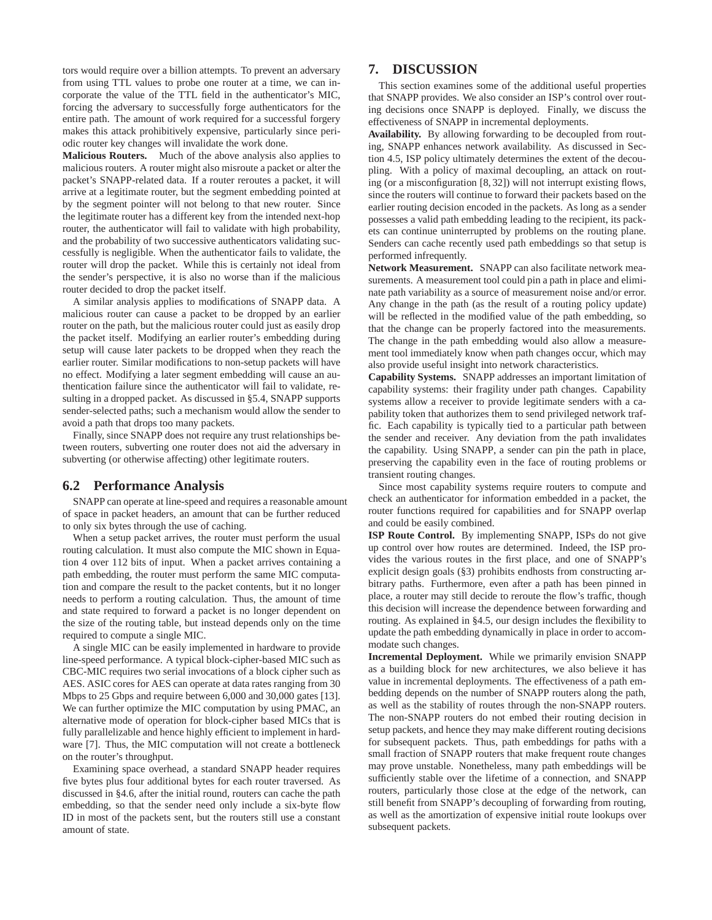tors would require over a billion attempts. To prevent an adversary from using TTL values to probe one router at a time, we can incorporate the value of the TTL field in the authenticator's MIC, forcing the adversary to successfully forge authenticators for the entire path. The amount of work required for a successful forgery makes this attack prohibitively expensive, particularly since periodic router key changes will invalidate the work done.

**Malicious Routers.** Much of the above analysis also applies to malicious routers. A router might also misroute a packet or alter the packet's SNAPP-related data. If a router reroutes a packet, it will arrive at a legitimate router, but the segment embedding pointed at by the segment pointer will not belong to that new router. Since the legitimate router has a different key from the intended next-hop router, the authenticator will fail to validate with high probability, and the probability of two successive authenticators validating successfully is negligible. When the authenticator fails to validate, the router will drop the packet. While this is certainly not ideal from the sender's perspective, it is also no worse than if the malicious router decided to drop the packet itself.

A similar analysis applies to modifications of SNAPP data. A malicious router can cause a packet to be dropped by an earlier router on the path, but the malicious router could just as easily drop the packet itself. Modifying an earlier router's embedding during setup will cause later packets to be dropped when they reach the earlier router. Similar modifications to non-setup packets will have no effect. Modifying a later segment embedding will cause an authentication failure since the authenticator will fail to validate, resulting in a dropped packet. As discussed in §5.4, SNAPP supports sender-selected paths; such a mechanism would allow the sender to avoid a path that drops too many packets.

Finally, since SNAPP does not require any trust relationships between routers, subverting one router does not aid the adversary in subverting (or otherwise affecting) other legitimate routers.

## 6.2 Performance Analysis

SNAPP can operate at line-speed and requires a reasonable amount of space in packet headers, an amount that can be further reduced to only six bytes through the use of caching.

When a setup packet arrives, the router must perform the usual routing calculation. It must also compute the MIC shown in Equation 4 over 112 bits of input. When a packet arrives containing a path embedding, the router must perform the same MIC computation and compare the result to the packet contents, but it no longer needs to perform a routing calculation. Thus, the amount of time and state required to forward a packet is no longer dependent on the size of the routing table, but instead depends only on the time required to compute a single MIC.

A single MIC can be easily implemented in hardware to provide line-speed performance. A typical block-cipher-based MIC such as CBC-MIC requires two serial invocations of a block cipher such as AES. ASIC cores for AES can operate at data rates ranging from 30 Mbps to 25 Gbps and require between 6,000 and 30,000 gates [13]. We can further optimize the MIC computation by using PMAC, an alternative mode of operation for block-cipher based MICs that is fully parallelizable and hence highly efficient to implement in hardware [7]. Thus, the MIC computation will not create a bottleneck on the router's throughput.

Examining space overhead, a standard SNAPP header requires five bytes plus four additional bytes for each router traversed. As discussed in §4.6, after the initial round, routers can cache the path embedding, so that the sender need only include a six-byte flow ID in most of the packets sent, but the routers still use a constant amount of state.

# 7. DISCUSSION

This section examines some of the additional useful properties that SNAPP provides. We also consider an ISP's control over routing decisions once SNAPP is deployed. Finally, we discuss the effectiveness of SNAPP in incremental deployments.

**Availability.** By allowing forwarding to be decoupled from routing, SNAPP enhances network availability. As discussed in Section 4.5, ISP policy ultimately determines the extent of the decoupling. With a policy of maximal decoupling, an attack on routing (or a misconfiguration [8, 32]) will not interrupt existing flows, since the routers will continue to forward their packets based on the earlier routing decision encoded in the packets. As long as a sender possesses a valid path embedding leading to the recipient, its packets can continue uninterrupted by problems on the routing plane. Senders can cache recently used path embeddings so that setup is performed infrequently.

**Network Measurement.** SNAPP can also facilitate network measurements. A measurement tool could pin a path in place and eliminate path variability as a source of measurement noise and/or error. Any change in the path (as the result of a routing policy update) will be reflected in the modified value of the path embedding, so that the change can be properly factored into the measurements. The change in the path embedding would also allow a measurement tool immediately know when path changes occur, which may also provide useful insight into network characteristics.

**Capability Systems.** SNAPP addresses an important limitation of capability systems: their fragility under path changes. Capability systems allow a receiver to provide legitimate senders with a capability token that authorizes them to send privileged network traffic. Each capability is typically tied to a particular path between the sender and receiver. Any deviation from the path invalidates the capability. Using SNAPP, a sender can pin the path in place, preserving the capability even in the face of routing problems or transient routing changes.

Since most capability systems require routers to compute and check an authenticator for information embedded in a packet, the router functions required for capabilities and for SNAPP overlap and could be easily combined.

**ISP Route Control.** By implementing SNAPP, ISPs do not give up control over how routes are determined. Indeed, the ISP provides the various routes in the first place, and one of SNAPP's explicit design goals (§3) prohibits endhosts from constructing arbitrary paths. Furthermore, even after a path has been pinned in place, a router may still decide to reroute the flow's traffic, though this decision will increase the dependence between forwarding and routing. As explained in §4.5, our design includes the flexibility to update the path embedding dynamically in place in order to accommodate such changes.

**Incremental Deployment.** While we primarily envision SNAPP as a building block for new architectures, we also believe it has value in incremental deployments. The effectiveness of a path embedding depends on the number of SNAPP routers along the path, as well as the stability of routes through the non-SNAPP routers. The non-SNAPP routers do not embed their routing decision in setup packets, and hence they may make different routing decisions for subsequent packets. Thus, path embeddings for paths with a small fraction of SNAPP routers that make frequent route changes may prove unstable. Nonetheless, many path embeddings will be sufficiently stable over the lifetime of a connection, and SNAPP routers, particularly those close at the edge of the network, can still benefit from SNAPP's decoupling of forwarding from routing, as well as the amortization of expensive initial route lookups over subsequent packets.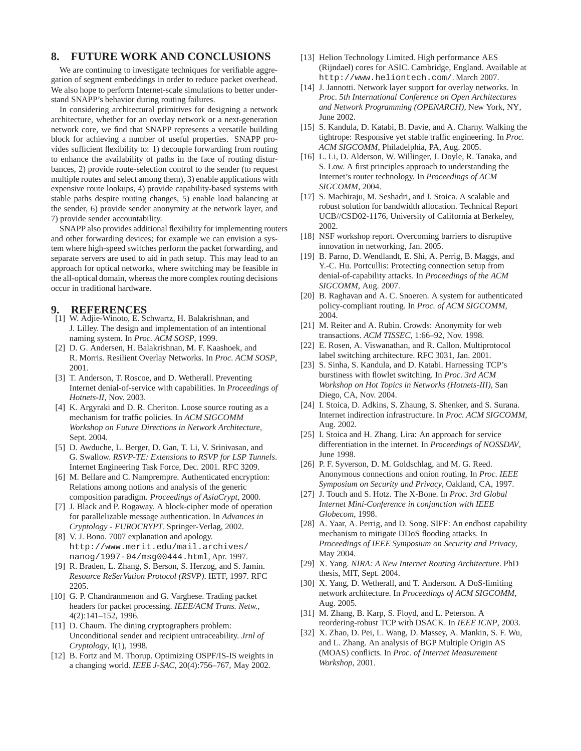## 8. FUTURE WORK AND CONCLUSIONS

We are continuing to investigate techniques for verifiable aggregation of segment embeddings in order to reduce packet overhead. We also hope to perform Internet-scale simulations to better understand SNAPP's behavior during routing failures.

In considering architectural primitives for designing a network architecture, whether for an overlay network or a next-generation network core, we find that SNAPP represents a versatile building block for achieving a number of useful properties. SNAPP provides sufficient flexibility to: 1) decouple forwarding from routing to enhance the availability of paths in the face of routing disturbances, 2) provide route-selection control to the sender (to request multiple routes and select among them), 3) enable applications with expensive route lookups, 4) provide capability-based systems with stable paths despite routing changes, 5) enable load balancing at the sender, 6) provide sender anonymity at the network layer, and 7) provide sender accountability.

SNAPP also provides additional flexibility for implementing routers and other forwarding devices; for example we can envision a system where high-speed switches perform the packet forwarding, and separate servers are used to aid in path setup. This may lead to an approach for optical networks, where switching may be feasible in the all-optical domain, whereas the more complex routing decisions occur in traditional hardware.

## 9. REFERENCES

[1] W. Adjie-Winoto, E. Schwartz, H. Balakrishnan, and J. Lilley. The design and implementation of an intentional naming system. In *Proc. ACM SOSP*, 1999.

[2] D. G. Andersen, H. Balakrishnan, M. F. Kaashoek, and R. Morris. Resilient Overlay Networks. In *Proc. ACM SOSP*, 2001.

[3] T. Anderson, T. Roscoe, and D. Wetherall. Preventing Internet denial-of-service with capabilities. In *Proceedings of Hotnets-II*, Nov. 2003.

[4] K. Argyraki and D. R. Cheriton. Loose source routing as a mechanism for traffic policies. In *ACM SIGCOMM Workshop on Future Directions in Network Architecture*, Sept. 2004.

[5] D. Awduche, L. Berger, D. Gan, T. Li, V. Srinivasan, and G. Swallow. *RSVP-TE: Extensions to RSVP for LSP Tunnels*. Internet Engineering Task Force, Dec. 2001. RFC 3209.

[6] M. Bellare and C. Namprempre. Authenticated encryption: Relations among notions and analysis of the generic composition paradigm. *Proceedings of AsiaCrypt*, 2000.

[7] J. Black and P. Rogaway. A block-cipher mode of operation for parallelizable message authentication. In *Advances in Cryptology - EUROCRYPT*. Springer-Verlag, 2002.

[8] V. J. Bono. 7007 explanation and apology. http://www.merit.edu/mail.archives/nanog/1997-04/msg00444.html, Apr. 1997.

[9] R. Braden, L. Zhang, S. Berson, S. Herzog, and S. Jamin. *Resource ReSerVation Protocol (RSVP)*. IETF, 1997. RFC 2205.

[10] G. P. Chandranmenon and G. Varghese. Trading packet headers for packet processing. *IEEE/ACM Trans. Netw.*, 4(2):141–152, 1996.

[11] D. Chaum. The dining cryptographers problem: Unconditional sender and recipient untraceability. *Jrnl of Cryptology*, I(1), 1998.

[12] B. Fortz and M. Thorup. Optimizing OSPF/IS-IS weights in a changing world. *IEEE J-SAC*, 20(4):756–767, May 2002.

[13] Helion Technology Limited. High performance AES (Rijndael) cores for ASIC. Cambridge, England. Available at http://www.heliontech.com/. March 2007.

[14] J. Jannotti. Network layer support for overlay networks. In *Proc. 5th International Conference on Open Architectures and Network Programming (OPENARCH)*, New York, NY, June 2002.

[15] S. Kandula, D. Katabi, B. Davie, and A. Charny. Walking the tightrope: Responsive yet stable traffic engineering. In *Proc. ACM SIGCOMM*, Philadelphia, PA, Aug. 2005.

[16] L. Li, D. Alderson, W. Willinger, J. Doyle, R. Tanaka, and S. Low. A first principles approach to understanding the Internet's router technology. In *Proceedings of ACM SIGCOMM*, 2004.

[17] S. Machiraju, M. Seshadri, and I. Stoica. A scalable and robust solution for bandwidth allocation. Technical Report UCB//CSD02-1176, University of California at Berkeley, 2002.

[18] NSF workshop report. Overcoming barriers to disruptive innovation in networking, Jan. 2005.

[19] B. Parno, D. Wendlandt, E. Shi, A. Perrig, B. Maggs, and Y.-C. Hu. Portcullis: Protecting connection setup from denial-of-capability attacks. In *Proceedings of the ACM SIGCOMM*, Aug. 2007.

[20] B. Raghavan and A. C. Snoeren. A system for authenticated policy-compliant routing. In *Proc. of ACM SIGCOMM*, 2004.

[21] M. Reiter and A. Rubin. Crowds: Anonymity for web transactions. *ACM TISSEC*, 1:66–92, Nov. 1998.

[22] E. Rosen, A. Viswanathan, and R. Callon. Multiprotocol label switching architecture. RFC 3031, Jan. 2001.

[23] S. Sinha, S. Kandula, and D. Katabi. Harnessing TCP's burstiness with flowlet switching. In *Proc. 3rd ACM Workshop on Hot Topics in Networks (Hotnets-III)*, San Diego, CA, Nov. 2004.

[24] I. Stoica, D. Adkins, S. Zhaung, S. Shenker, and S. Surana. Internet indirection infrastructure. In *Proc. ACM SIGCOMM*, Aug. 2002.

[25] I. Stoica and H. Zhang. Lira: An approach for service differentiation in the internet. In *Proceedings of NOSSDAV*, June 1998.

[26] P. F. Syverson, D. M. Goldschlag, and M. G. Reed. Anonymous connections and onion routing. In *Proc. IEEE Symposium on Security and Privacy*, Oakland, CA, 1997.

[27] J. Touch and S. Hotz. The X-Bone. In *Proc. 3rd Global Internet Mini-Conference in conjunction with IEEE Globecom*, 1998.

[28] A. Yaar, A. Perrig, and D. Song. SIFF: An endhost capability mechanism to mitigate DDoS flooding attacks. In *Proceedings of IEEE Symposium on Security and Privacy*, May 2004.

[29] X. Yang. *NIRA: A New Internet Routing Architecture*. PhD thesis, MIT, Sept. 2004.

[30] X. Yang, D. Wetherall, and T. Anderson. A DoS-limiting network architecture. In *Proceedings of ACM SIGCOMM*, Aug. 2005.

[31] M. Zhang, B. Karp, S. Floyd, and L. Peterson. A reordering-robust TCP with DSACK. In *IEEE ICNP*, 2003.

[32] X. Zhao, D. Pei, L. Wang, D. Massey, A. Mankin, S. F. Wu, and L. Zhang. An analysis of BGP Multiple Origin AS (MOAS) conflicts. In *Proc. of Internet Measurement Workshop*, 2001.